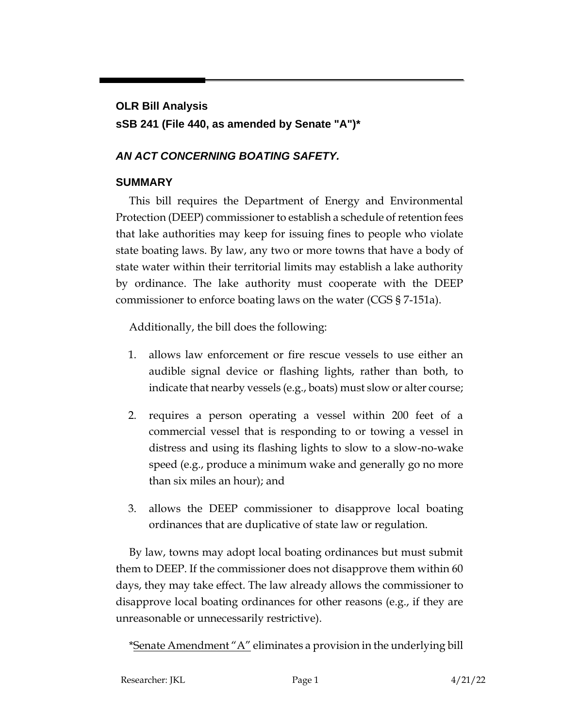**OLR Bill Analysis**
**sSB 241 (File 440, as amended by Senate "A")***

## *AN ACT CONCERNING BOATING SAFETY.*

### SUMMARY

This bill requires the Department of Energy and Environmental Protection (DEEP) commissioner to establish a schedule of retention fees that lake authorities may keep for issuing fines to people who violate state boating laws. By law, any two or more towns that have a body of state water within their territorial limits may establish a lake authority by ordinance. The lake authority must cooperate with the DEEP commissioner to enforce boating laws on the water (CGS § 7-151a).

Additionally, the bill does the following:

1. allows law enforcement or fire rescue vessels to use either an audible signal device or flashing lights, rather than both, to indicate that nearby vessels (e.g., boats) must slow or alter course;
2. requires a person operating a vessel within 200 feet of a commercial vessel that is responding to or towing a vessel in distress and using its flashing lights to slow to a slow-no-wake speed (e.g., produce a minimum wake and generally go no more than six miles an hour); and
3. allows the DEEP commissioner to disapprove local boating ordinances that are duplicative of state law or regulation.

By law, towns may adopt local boating ordinances but must submit them to DEEP. If the commissioner does not disapprove them within 60 days, they may take effect. The law already allows the commissioner to disapprove local boating ordinances for other reasons (e.g., if they are unreasonable or unnecessarily restrictive).

*<u>Senate Amendment "A"</u> eliminates a provision in the underlying bill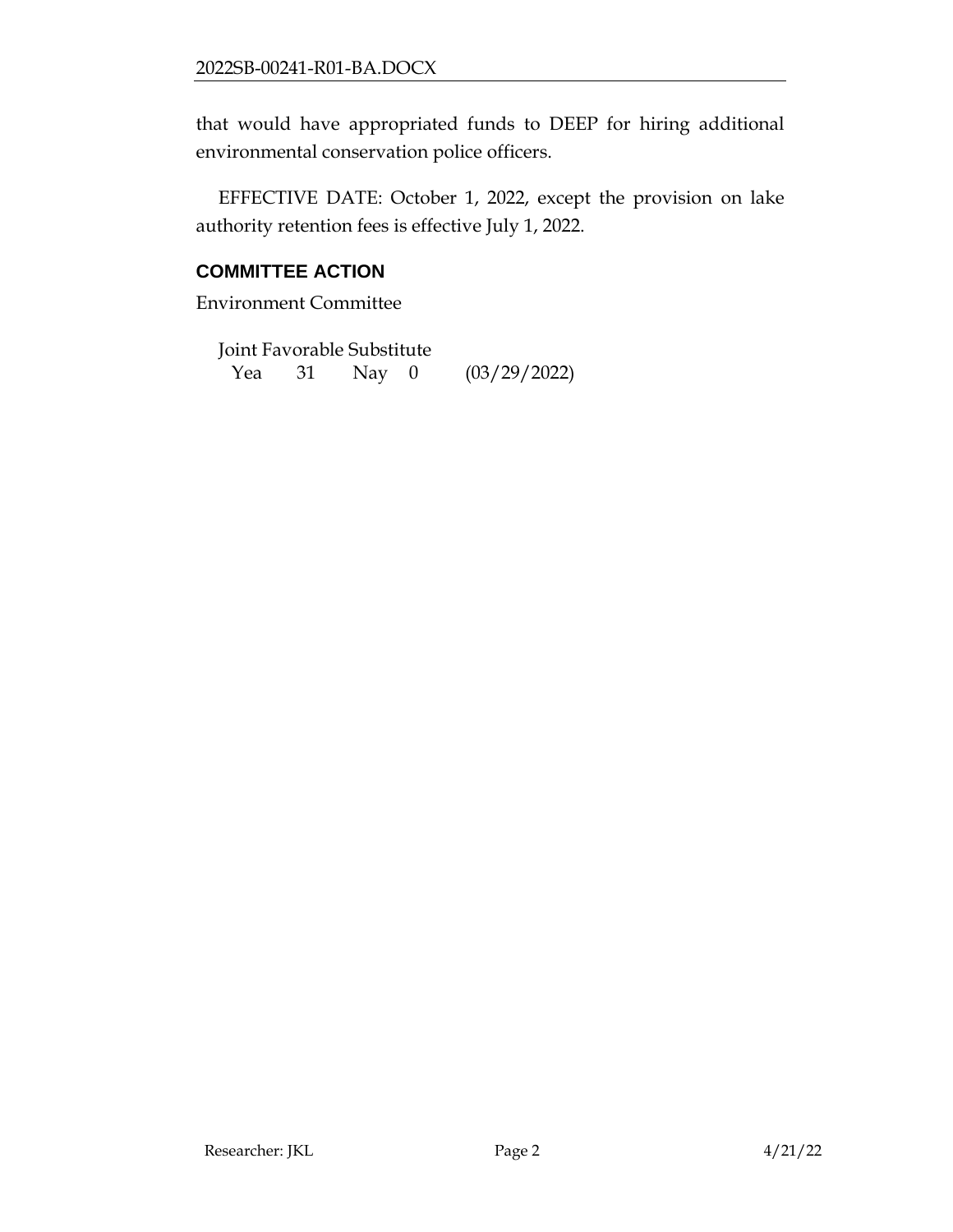that would have appropriated funds to DEEP for hiring additional environmental conservation police officers.

EFFECTIVE DATE: October 1, 2022, except the provision on lake authority retention fees is effective July 1, 2022.

## COMMITTEE ACTION

Environment Committee

| | | | | |
|---|---|---|---|---|
| Joint Favorable Substitute | | | | |
| Yea | 31 | Nay | 0 | (03/29/2022) |